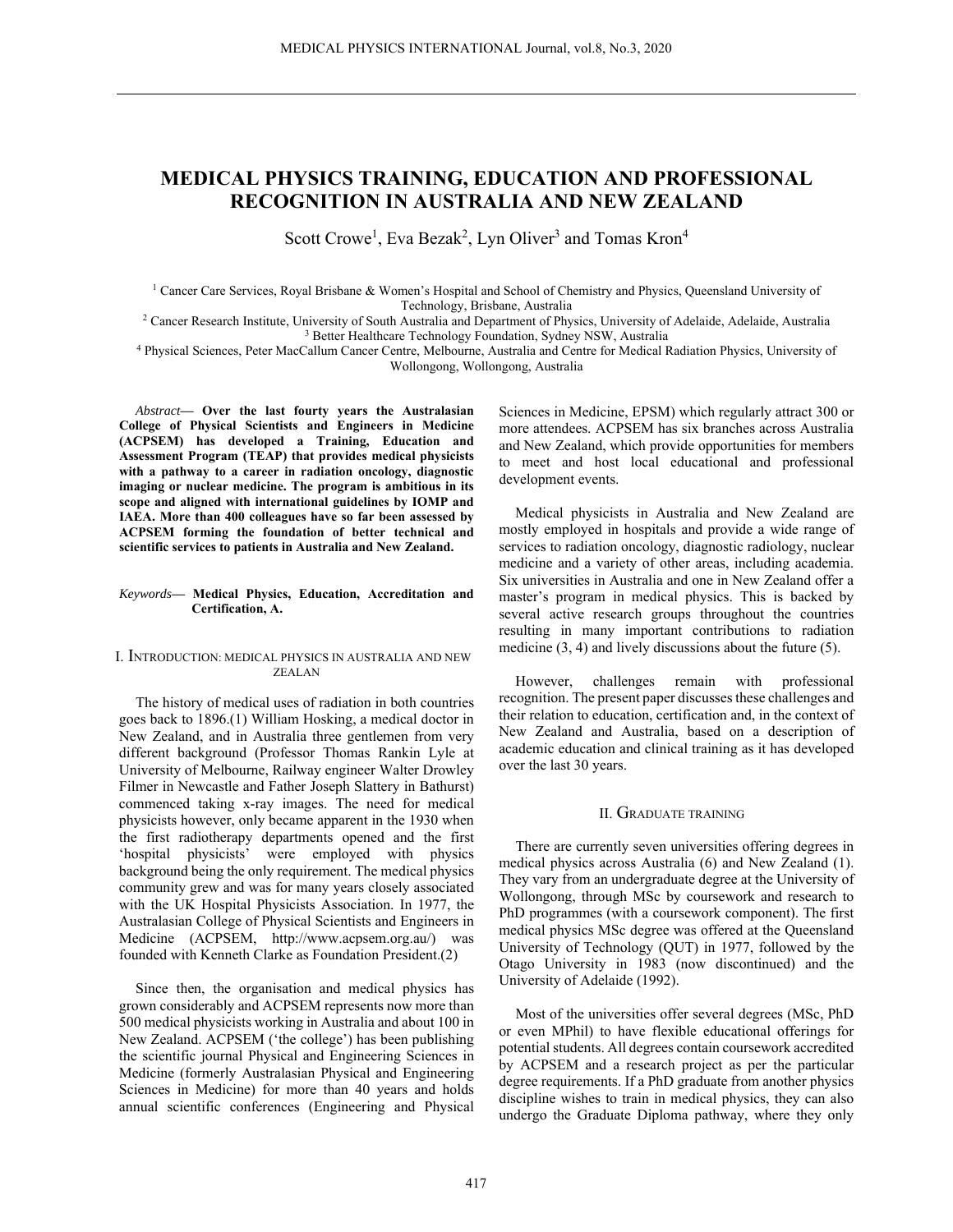# MEDICAL PHYSICS TRAINING, EDUCATION AND PROFESSIONAL RECOGNITION IN AUSTRALIA AND NEW ZEALAND

Scott Crowe[1], Eva Bezak[2], Lyn Oliver[3] and Tomas Kron[4]

[1] Cancer Care Services, Royal Brisbane & Women's Hospital and School of Chemistry and Physics, Queensland University of Technology, Brisbane, Australia
[2] Cancer Research Institute, University of South Australia and Department of Physics, University of Adelaide, Adelaide, Australia
[3] Better Healthcare Technology Foundation, Sydney NSW, Australia
[4] Physical Sciences, Peter MacCallum Cancer Centre, Melbourne, Australia and Centre for Medical Radiation Physics, University of Wollongong, Wollongong, Australia

*Abstract*— **Over the last fourty years the Australasian College of Physical Scientists and Engineers in Medicine (ACPSEM) has developed a Training, Education and Assessment Program (TEAP) that provides medical physicists with a pathway to a career in radiation oncology, diagnostic imaging or nuclear medicine. The program is ambitious in its scope and aligned with international guidelines by IOMP and IAEA. More than 400 colleagues have so far been assessed by ACPSEM forming the foundation of better technical and scientific services to patients in Australia and New Zealand.**

*Keywords*— **Medical Physics, Education, Accreditation and Certification, A.**

## I. Introduction: Medical physics in Australia and New Zealan

The history of medical uses of radiation in both countries goes back to 1896.(1) William Hosking, a medical doctor in New Zealand, and in Australia three gentlemen from very different background (Professor Thomas Rankin Lyle at University of Melbourne, Railway engineer Walter Drowley Filmer in Newcastle and Father Joseph Slattery in Bathurst) commenced taking x-ray images. The need for medical physicists however, only became apparent in the 1930 when the first radiotherapy departments opened and the first 'hospital physicists' were employed with physics background being the only requirement. The medical physics community grew and was for many years closely associated with the UK Hospital Physicists Association. In 1977, the Australasian College of Physical Scientists and Engineers in Medicine (ACPSEM, http://www.acpsem.org.au/) was founded with Kenneth Clarke as Foundation President.(2)

Since then, the organisation and medical physics has grown considerably and ACPSEM represents now more than 500 medical physicists working in Australia and about 100 in New Zealand. ACPSEM ('the college') has been publishing the scientific journal Physical and Engineering Sciences in Medicine (formerly Australasian Physical and Engineering Sciences in Medicine) for more than 40 years and holds annual scientific conferences (Engineering and Physical Sciences in Medicine, EPSM) which regularly attract 300 or more attendees. ACPSEM has six branches across Australia and New Zealand, which provide opportunities for members to meet and host local educational and professional development events.

Medical physicists in Australia and New Zealand are mostly employed in hospitals and provide a wide range of services to radiation oncology, diagnostic radiology, nuclear medicine and a variety of other areas, including academia. Six universities in Australia and one in New Zealand offer a master's program in medical physics. This is backed by several active research groups throughout the countries resulting in many important contributions to radiation medicine (3, 4) and lively discussions about the future (5).

However, challenges remain with professional recognition. The present paper discusses these challenges and their relation to education, certification and, in the context of New Zealand and Australia, based on a description of academic education and clinical training as it has developed over the last 30 years.

## II. Graduate training

There are currently seven universities offering degrees in medical physics across Australia (6) and New Zealand (1). They vary from an undergraduate degree at the University of Wollongong, through MSc by coursework and research to PhD programmes (with a coursework component). The first medical physics MSc degree was offered at the Queensland University of Technology (QUT) in 1977, followed by the Otago University in 1983 (now discontinued) and the University of Adelaide (1992).

Most of the universities offer several degrees (MSc, PhD or even MPhil) to have flexible educational offerings for potential students. All degrees contain coursework accredited by ACPSEM and a research project as per the particular degree requirements. If a PhD graduate from another physics discipline wishes to train in medical physics, they can also undergo the Graduate Diploma pathway, where they only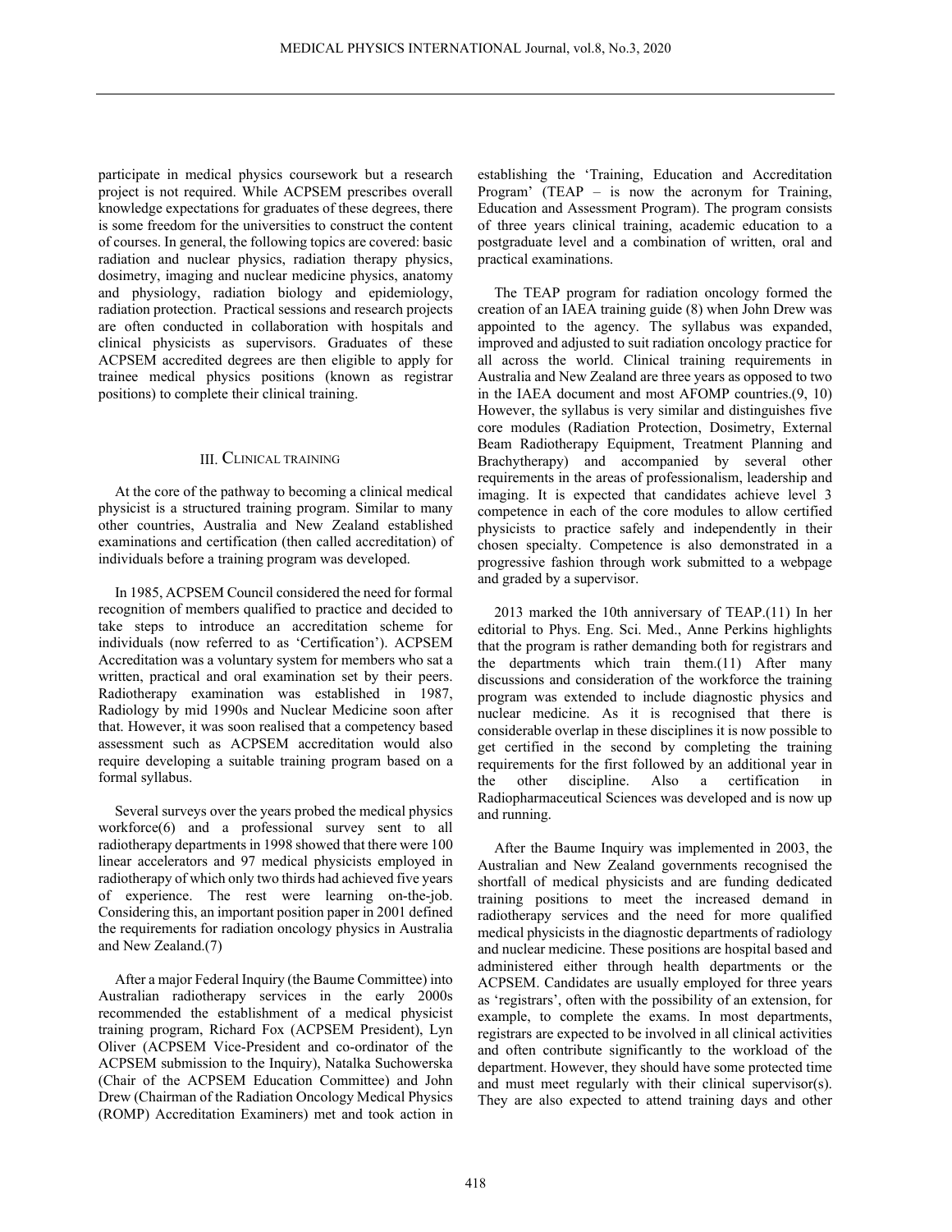participate in medical physics coursework but a research project is not required. While ACPSEM prescribes overall knowledge expectations for graduates of these degrees, there is some freedom for the universities to construct the content of courses. In general, the following topics are covered: basic radiation and nuclear physics, radiation therapy physics, dosimetry, imaging and nuclear medicine physics, anatomy and physiology, radiation biology and epidemiology, radiation protection. Practical sessions and research projects are often conducted in collaboration with hospitals and clinical physicists as supervisors. Graduates of these ACPSEM accredited degrees are then eligible to apply for trainee medical physics positions (known as registrar positions) to complete their clinical training.

## III. Clinical training

At the core of the pathway to becoming a clinical medical physicist is a structured training program. Similar to many other countries, Australia and New Zealand established examinations and certification (then called accreditation) of individuals before a training program was developed.

In 1985, ACPSEM Council considered the need for formal recognition of members qualified to practice and decided to take steps to introduce an accreditation scheme for individuals (now referred to as 'Certification'). ACPSEM Accreditation was a voluntary system for members who sat a written, practical and oral examination set by their peers. Radiotherapy examination was established in 1987, Radiology by mid 1990s and Nuclear Medicine soon after that. However, it was soon realised that a competency based assessment such as ACPSEM accreditation would also require developing a suitable training program based on a formal syllabus.

Several surveys over the years probed the medical physics workforce(6) and a professional survey sent to all radiotherapy departments in 1998 showed that there were 100 linear accelerators and 97 medical physicists employed in radiotherapy of which only two thirds had achieved five years of experience. The rest were learning on-the-job. Considering this, an important position paper in 2001 defined the requirements for radiation oncology physics in Australia and New Zealand.(7)

After a major Federal Inquiry (the Baume Committee) into Australian radiotherapy services in the early 2000s recommended the establishment of a medical physicist training program, Richard Fox (ACPSEM President), Lyn Oliver (ACPSEM Vice-President and co-ordinator of the ACPSEM submission to the Inquiry), Natalka Suchowerska (Chair of the ACPSEM Education Committee) and John Drew (Chairman of the Radiation Oncology Medical Physics (ROMP) Accreditation Examiners) met and took action in establishing the 'Training, Education and Accreditation Program' (TEAP – is now the acronym for Training, Education and Assessment Program). The program consists of three years clinical training, academic education to a postgraduate level and a combination of written, oral and practical examinations.

The TEAP program for radiation oncology formed the creation of an IAEA training guide (8) when John Drew was appointed to the agency. The syllabus was expanded, improved and adjusted to suit radiation oncology practice for all across the world. Clinical training requirements in Australia and New Zealand are three years as opposed to two in the IAEA document and most AFOMP countries.(9, 10) However, the syllabus is very similar and distinguishes five core modules (Radiation Protection, Dosimetry, External Beam Radiotherapy Equipment, Treatment Planning and Brachytherapy) and accompanied by several other requirements in the areas of professionalism, leadership and imaging. It is expected that candidates achieve level 3 competence in each of the core modules to allow certified physicists to practice safely and independently in their chosen specialty. Competence is also demonstrated in a progressive fashion through work submitted to a webpage and graded by a supervisor.

2013 marked the 10th anniversary of TEAP.(11) In her editorial to Phys. Eng. Sci. Med., Anne Perkins highlights that the program is rather demanding both for registrars and the departments which train them.(11) After many discussions and consideration of the workforce the training program was extended to include diagnostic physics and nuclear medicine. As it is recognised that there is considerable overlap in these disciplines it is now possible to get certified in the second by completing the training requirements for the first followed by an additional year in the other discipline. Also a certification in Radiopharmaceutical Sciences was developed and is now up and running.

After the Baume Inquiry was implemented in 2003, the Australian and New Zealand governments recognised the shortfall of medical physicists and are funding dedicated training positions to meet the increased demand in radiotherapy services and the need for more qualified medical physicists in the diagnostic departments of radiology and nuclear medicine. These positions are hospital based and administered either through health departments or the ACPSEM. Candidates are usually employed for three years as 'registrars', often with the possibility of an extension, for example, to complete the exams. In most departments, registrars are expected to be involved in all clinical activities and often contribute significantly to the workload of the department. However, they should have some protected time and must meet regularly with their clinical supervisor(s). They are also expected to attend training days and other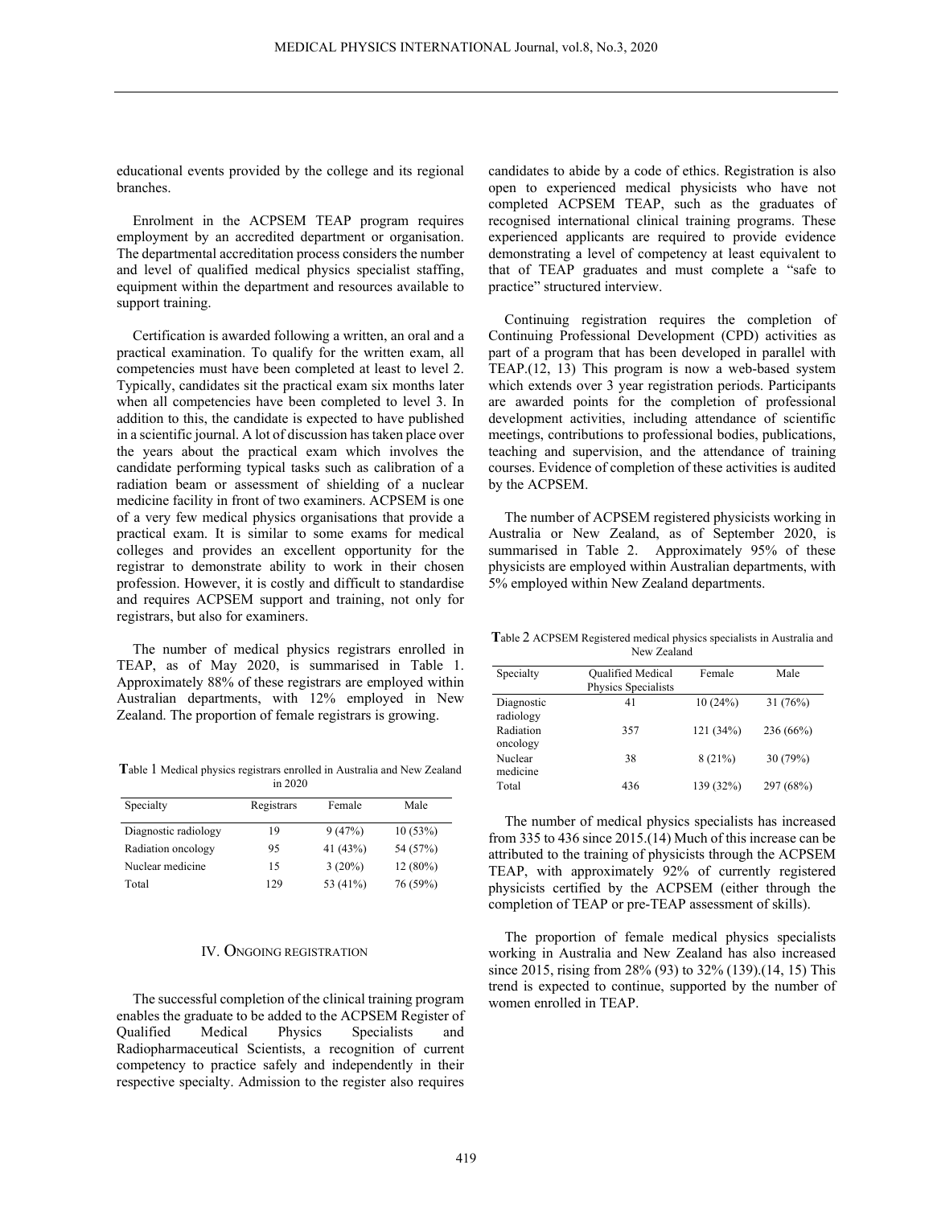educational events provided by the college and its regional branches.

Enrolment in the ACPSEM TEAP program requires employment by an accredited department or organisation. The departmental accreditation process considers the number and level of qualified medical physics specialist staffing, equipment within the department and resources available to support training.

Certification is awarded following a written, an oral and a practical examination. To qualify for the written exam, all competencies must have been completed at least to level 2. Typically, candidates sit the practical exam six months later when all competencies have been completed to level 3. In addition to this, the candidate is expected to have published in a scientific journal. A lot of discussion has taken place over the years about the practical exam which involves the candidate performing typical tasks such as calibration of a radiation beam or assessment of shielding of a nuclear medicine facility in front of two examiners. ACPSEM is one of a very few medical physics organisations that provide a practical exam. It is similar to some exams for medical colleges and provides an excellent opportunity for the registrar to demonstrate ability to work in their chosen profession. However, it is costly and difficult to standardise and requires ACPSEM support and training, not only for registrars, but also for examiners.

The number of medical physics registrars enrolled in TEAP, as of May 2020, is summarised in Table 1. Approximately 88% of these registrars are employed within Australian departments, with 12% employed in New Zealand. The proportion of female registrars is growing.

**T**able 1 Medical physics registrars enrolled in Australia and New Zealand in 2020

| Specialty | Registrars | Female | Male |
|---|---|---|---|
| Diagnostic radiology | 19 | 9 (47%) | 10 (53%) |
| Radiation oncology | 95 | 41 (43%) | 54 (57%) |
| Nuclear medicine | 15 | 3 (20%) | 12 (80%) |
| Total | 129 | 53 (41%) | 76 (59%) |

## IV. Ongoing registration

The successful completion of the clinical training program enables the graduate to be added to the ACPSEM Register of Qualified Medical Physics Specialists and Radiopharmaceutical Scientists, a recognition of current competency to practice safely and independently in their respective specialty. Admission to the register also requires candidates to abide by a code of ethics. Registration is also open to experienced medical physicists who have not completed ACPSEM TEAP, such as the graduates of recognised international clinical training programs. These experienced applicants are required to provide evidence demonstrating a level of competency at least equivalent to that of TEAP graduates and must complete a "safe to practice" structured interview.

Continuing registration requires the completion of Continuing Professional Development (CPD) activities as part of a program that has been developed in parallel with TEAP.(12, 13) This program is now a web-based system which extends over 3 year registration periods. Participants are awarded points for the completion of professional development activities, including attendance of scientific meetings, contributions to professional bodies, publications, teaching and supervision, and the attendance of training courses. Evidence of completion of these activities is audited by the ACPSEM.

The number of ACPSEM registered physicists working in Australia or New Zealand, as of September 2020, is summarised in Table 2. Approximately 95% of these physicists are employed within Australian departments, with 5% employed within New Zealand departments.

**T**able 2 ACPSEM Registered medical physics specialists in Australia and New Zealand

| Specialty | Qualified Medical Physics Specialists | Female | Male |
|---|---|---|---|
| Diagnostic radiology | 41 | 10 (24%) | 31 (76%) |
| Radiation oncology | 357 | 121 (34%) | 236 (66%) |
| Nuclear medicine | 38 | 8 (21%) | 30 (79%) |
| Total | 436 | 139 (32%) | 297 (68%) |

The number of medical physics specialists has increased from 335 to 436 since 2015.(14) Much of this increase can be attributed to the training of physicists through the ACPSEM TEAP, with approximately 92% of currently registered physicists certified by the ACPSEM (either through the completion of TEAP or pre-TEAP assessment of skills).

The proportion of female medical physics specialists working in Australia and New Zealand has also increased since 2015, rising from 28% (93) to 32% (139).(14, 15) This trend is expected to continue, supported by the number of women enrolled in TEAP.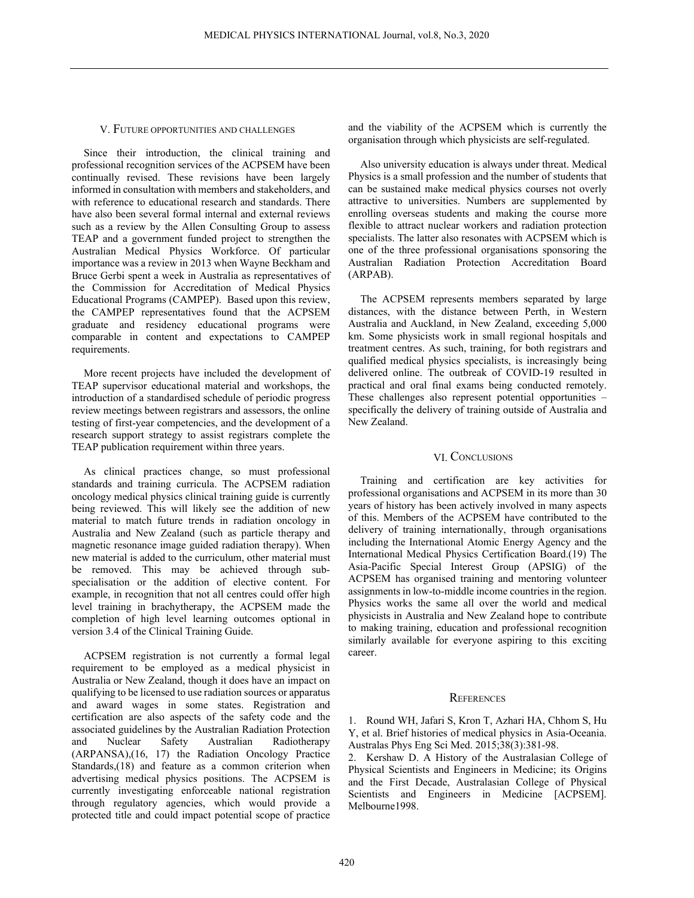## V. FUTURE OPPORTUNITIES AND CHALLENGES

Since their introduction, the clinical training and professional recognition services of the ACPSEM have been continually revised. These revisions have been largely informed in consultation with members and stakeholders, and with reference to educational research and standards. There have also been several formal internal and external reviews such as a review by the Allen Consulting Group to assess TEAP and a government funded project to strengthen the Australian Medical Physics Workforce. Of particular importance was a review in 2013 when Wayne Beckham and Bruce Gerbi spent a week in Australia as representatives of the Commission for Accreditation of Medical Physics Educational Programs (CAMPEP). Based upon this review, the CAMPEP representatives found that the ACPSEM graduate and residency educational programs were comparable in content and expectations to CAMPEP requirements.

More recent projects have included the development of TEAP supervisor educational material and workshops, the introduction of a standardised schedule of periodic progress review meetings between registrars and assessors, the online testing of first-year competencies, and the development of a research support strategy to assist registrars complete the TEAP publication requirement within three years.

As clinical practices change, so must professional standards and training curricula. The ACPSEM radiation oncology medical physics clinical training guide is currently being reviewed. This will likely see the addition of new material to match future trends in radiation oncology in Australia and New Zealand (such as particle therapy and magnetic resonance image guided radiation therapy). When new material is added to the curriculum, other material must be removed. This may be achieved through sub-specialisation or the addition of elective content. For example, in recognition that not all centres could offer high level training in brachytherapy, the ACPSEM made the completion of high level learning outcomes optional in version 3.4 of the Clinical Training Guide.

ACPSEM registration is not currently a formal legal requirement to be employed as a medical physicist in Australia or New Zealand, though it does have an impact on qualifying to be licensed to use radiation sources or apparatus and award wages in some states. Registration and certification are also aspects of the safety code and the associated guidelines by the Australian Radiation Protection and Nuclear Safety Australian Radiotherapy (ARPANSA),(16, 17) the Radiation Oncology Practice Standards,(18) and feature as a common criterion when advertising medical physics positions. The ACPSEM is currently investigating enforceable national registration through regulatory agencies, which would provide a protected title and could impact potential scope of practice and the viability of the ACPSEM which is currently the organisation through which physicists are self-regulated.

Also university education is always under threat. Medical Physics is a small profession and the number of students that can be sustained make medical physics courses not overly attractive to universities. Numbers are supplemented by enrolling overseas students and making the course more flexible to attract nuclear workers and radiation protection specialists. The latter also resonates with ACPSEM which is one of the three professional organisations sponsoring the Australian Radiation Protection Accreditation Board (ARPAB).

The ACPSEM represents members separated by large distances, with the distance between Perth, in Western Australia and Auckland, in New Zealand, exceeding 5,000 km. Some physicists work in small regional hospitals and treatment centres. As such, training, for both registrars and qualified medical physics specialists, is increasingly being delivered online. The outbreak of COVID-19 resulted in practical and oral final exams being conducted remotely. These challenges also represent potential opportunities – specifically the delivery of training outside of Australia and New Zealand.

## VI. CONCLUSIONS

Training and certification are key activities for professional organisations and ACPSEM in its more than 30 years of history has been actively involved in many aspects of this. Members of the ACPSEM have contributed to the delivery of training internationally, through organisations including the International Atomic Energy Agency and the International Medical Physics Certification Board.(19) The Asia-Pacific Special Interest Group (APSIG) of the ACPSEM has organised training and mentoring volunteer assignments in low-to-middle income countries in the region. Physics works the same all over the world and medical physicists in Australia and New Zealand hope to contribute to making training, education and professional recognition similarly available for everyone aspiring to this exciting career.

## REFERENCES

1. Round WH, Jafari S, Kron T, Azhari HA, Chhom S, Hu Y, et al. Brief histories of medical physics in Asia-Oceania. Australas Phys Eng Sci Med. 2015;38(3):381-98.
2. Kershaw D. A History of the Australasian College of Physical Scientists and Engineers in Medicine; its Origins and the First Decade, Australasian College of Physical Scientists and Engineers in Medicine [ACPSEM]. Melbourne1998.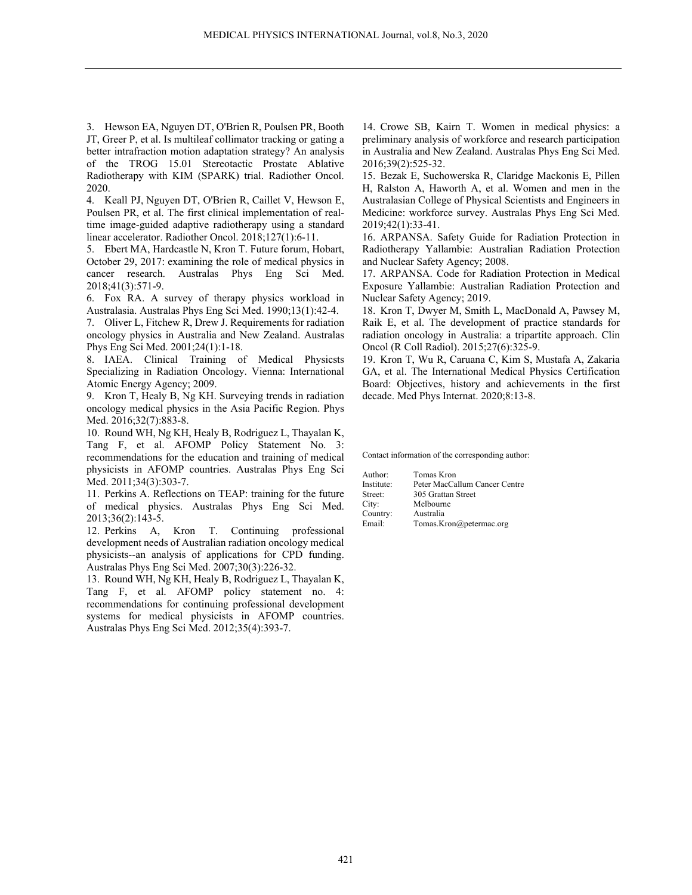3. Hewson EA, Nguyen DT, O'Brien R, Poulsen PR, Booth JT, Greer P, et al. Is multileaf collimator tracking or gating a better intrafraction motion adaptation strategy? An analysis of the TROG 15.01 Stereotactic Prostate Ablative Radiotherapy with KIM (SPARK) trial. Radiother Oncol. 2020.

4. Keall PJ, Nguyen DT, O'Brien R, Caillet V, Hewson E, Poulsen PR, et al. The first clinical implementation of real-time image-guided adaptive radiotherapy using a standard linear accelerator. Radiother Oncol. 2018;127(1):6-11.

5. Ebert MA, Hardcastle N, Kron T. Future forum, Hobart, October 29, 2017: examining the role of medical physics in cancer research. Australas Phys Eng Sci Med. 2018;41(3):571-9.

6. Fox RA. A survey of therapy physics workload in Australasia. Australas Phys Eng Sci Med. 1990;13(1):42-4.

7. Oliver L, Fitchew R, Drew J. Requirements for radiation oncology physics in Australia and New Zealand. Australas Phys Eng Sci Med. 2001;24(1):1-18.

8. IAEA. Clinical Training of Medical Physicsts Specializing in Radiation Oncology. Vienna: International Atomic Energy Agency; 2009.

9. Kron T, Healy B, Ng KH. Surveying trends in radiation oncology medical physics in the Asia Pacific Region. Phys Med. 2016;32(7):883-8.

10. Round WH, Ng KH, Healy B, Rodriguez L, Thayalan K, Tang F, et al. AFOMP Policy Statement No. 3: recommendations for the education and training of medical physicists in AFOMP countries. Australas Phys Eng Sci Med. 2011;34(3):303-7.

11. Perkins A. Reflections on TEAP: training for the future of medical physics. Australas Phys Eng Sci Med. 2013;36(2):143-5.

12. Perkins A, Kron T. Continuing professional development needs of Australian radiation oncology medical physicists--an analysis of applications for CPD funding. Australas Phys Eng Sci Med. 2007;30(3):226-32.

13. Round WH, Ng KH, Healy B, Rodriguez L, Thayalan K, Tang F, et al. AFOMP policy statement no. 4: recommendations for continuing professional development systems for medical physicists in AFOMP countries. Australas Phys Eng Sci Med. 2012;35(4):393-7.

14. Crowe SB, Kairn T. Women in medical physics: a preliminary analysis of workforce and research participation in Australia and New Zealand. Australas Phys Eng Sci Med. 2016;39(2):525-32.

15. Bezak E, Suchowerska R, Claridge Mackonis E, Pillen H, Ralston A, Haworth A, et al. Women and men in the Australasian College of Physical Scientists and Engineers in Medicine: workforce survey. Australas Phys Eng Sci Med. 2019;42(1):33-41.

16. ARPANSA. Safety Guide for Radiation Protection in Radiotherapy Yallambie: Australian Radiation Protection and Nuclear Safety Agency; 2008.

17. ARPANSA. Code for Radiation Protection in Medical Exposure Yallambie: Australian Radiation Protection and Nuclear Safety Agency; 2019.

18. Kron T, Dwyer M, Smith L, MacDonald A, Pawsey M, Raik E, et al. The development of practice standards for radiation oncology in Australia: a tripartite approach. Clin Oncol (R Coll Radiol). 2015;27(6):325-9.

19. Kron T, Wu R, Caruana C, Kim S, Mustafa A, Zakaria GA, et al. The International Medical Physics Certification Board: Objectives, history and achievements in the first decade. Med Phys Internat. 2020;8:13-8.

Contact information of the corresponding author:

Author: Tomas Kron
Institute: Peter MacCallum Cancer Centre
Street: 305 Grattan Street
City: Melbourne
Country: Australia
Email: Tomas.Kron@petermac.org